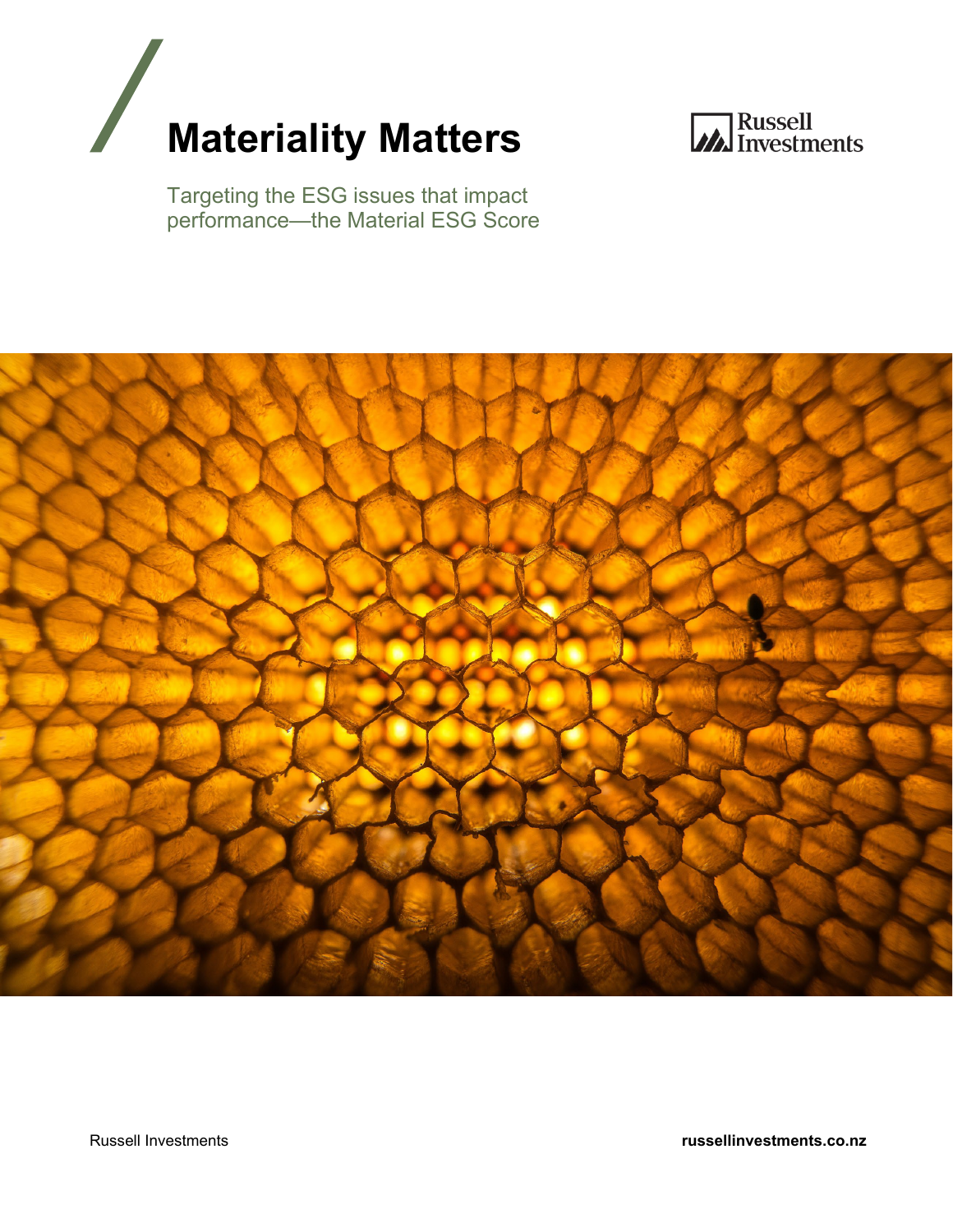# Materiality Matters

Targeting the ESG issues that impact performance—the Material ESG Score

Russell Investments

russellinvestments.co.nz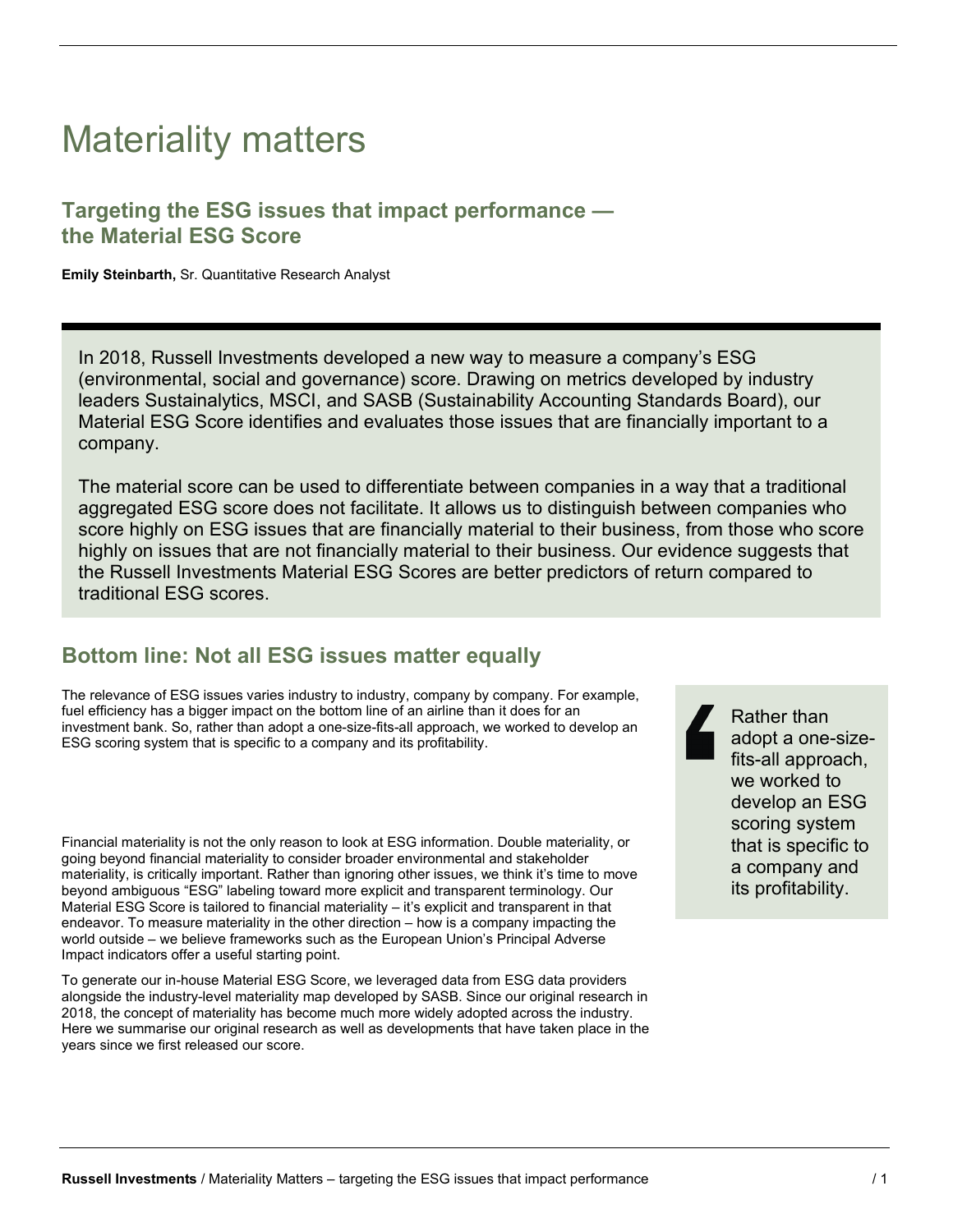# Materiality matters

## Targeting the ESG issues that impact performance — the Material ESG Score

**Emily Steinbarth,** Sr. Quantitative Research Analyst

In 2018, Russell Investments developed a new way to measure a company's ESG (environmental, social and governance) score. Drawing on metrics developed by industry leaders Sustainalytics, MSCI, and SASB (Sustainability Accounting Standards Board), our Material ESG Score identifies and evaluates those issues that are financially important to a company.

The material score can be used to differentiate between companies in a way that a traditional aggregated ESG score does not facilitate. It allows us to distinguish between companies who score highly on ESG issues that are financially material to their business, from those who score highly on issues that are not financially material to their business. Our evidence suggests that the Russell Investments Material ESG Scores are better predictors of return compared to traditional ESG scores.

## Bottom line: Not all ESG issues matter equally

The relevance of ESG issues varies industry to industry, company by company. For example, fuel efficiency has a bigger impact on the bottom line of an airline than it does for an investment bank. So, rather than adopt a one-size-fits-all approach, we worked to develop an ESG scoring system that is specific to a company and its profitability.

> Rather than adopt a one-size-fits-all approach, we worked to develop an ESG scoring system that is specific to a company and its profitability.

Financial materiality is not the only reason to look at ESG information. Double materiality, or going beyond financial materiality to consider broader environmental and stakeholder materiality, is critically important. Rather than ignoring other issues, we think it's time to move beyond ambiguous "ESG" labeling toward more explicit and transparent terminology. Our Material ESG Score is tailored to financial materiality – it's explicit and transparent in that endeavor. To measure materiality in the other direction – how is a company impacting the world outside – we believe frameworks such as the European Union's Principal Adverse Impact indicators offer a useful starting point.

To generate our in-house Material ESG Score, we leveraged data from ESG data providers alongside the industry-level materiality map developed by SASB. Since our original research in 2018, the concept of materiality has become much more widely adopted across the industry. Here we summarise our original research as well as developments that have taken place in the years since we first released our score.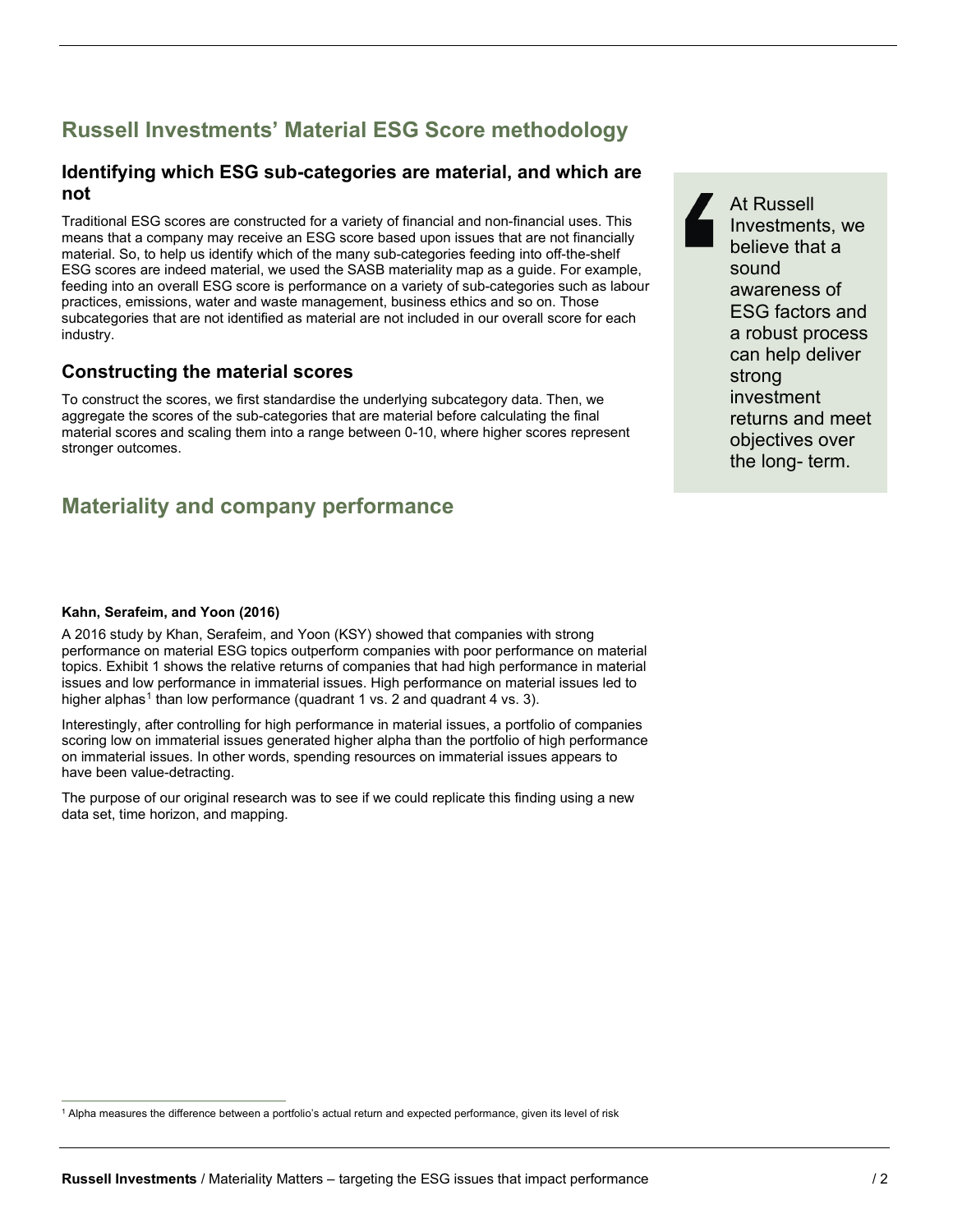## Russell Investments' Material ESG Score methodology

### Identifying which ESG sub-categories are material, and which are not

Traditional ESG scores are constructed for a variety of financial and non-financial uses. This means that a company may receive an ESG score based upon issues that are not financially material. So, to help us identify which of the many sub-categories feeding into off-the-shelf ESG scores are indeed material, we used the SASB materiality map as a guide. For example, feeding into an overall ESG score is performance on a variety of sub-categories such as labour practices, emissions, water and waste management, business ethics and so on. Those subcategories that are not identified as material are not included in our overall score for each industry.

### Constructing the material scores

To construct the scores, we first standardise the underlying subcategory data. Then, we aggregate the scores of the sub-categories that are material before calculating the final material scores and scaling them into a range between 0-10, where higher scores represent stronger outcomes.

> At Russell Investments, we believe that a sound awareness of ESG factors and a robust process can help deliver strong investment returns and meet objectives over the long- term.

## Materiality and company performance

**Kahn, Serafeim, and Yoon (2016)**

A 2016 study by Khan, Serafeim, and Yoon (KSY) showed that companies with strong performance on material ESG topics outperform companies with poor performance on material topics. Exhibit 1 shows the relative returns of companies that had high performance in material issues and low performance in immaterial issues. High performance on material issues led to higher alphas[1] than low performance (quadrant 1 vs. 2 and quadrant 4 vs. 3).

Interestingly, after controlling for high performance in material issues, a portfolio of companies scoring low on immaterial issues generated higher alpha than the portfolio of high performance on immaterial issues. In other words, spending resources on immaterial issues appears to have been value-detracting.

The purpose of our original research was to see if we could replicate this finding using a new data set, time horizon, and mapping.

[1] Alpha measures the difference between a portfolio's actual return and expected performance, given its level of risk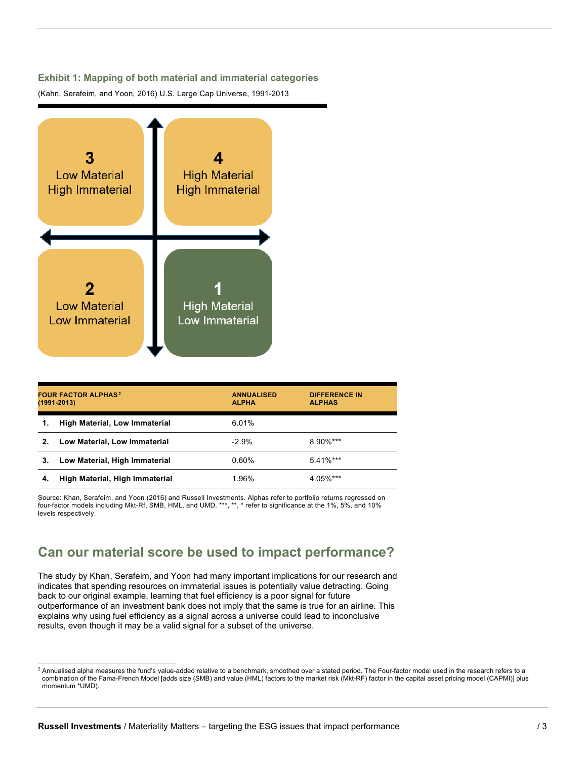### Exhibit 1: Mapping of both material and immaterial categories

(Kahn, Serafeim, and Yoon, 2016) U.S. Large Cap Universe, 1991-2013

| | |
|---|---|
| **3** Low Material High Immaterial | **4** High Material High Immaterial |
| **2** Low Material Low Immaterial | **1** High Material Low Immaterial |

| FOUR FACTOR ALPHAS[2] (1991-2013) | ANNUALISED ALPHA | DIFFERENCE IN ALPHAS |
|---|---|---|
| 1. **High Material, Low Immaterial** | 6.01% | |
| 2. **Low Material, Low Immaterial** | -2.9% | 8.90%*** |
| 3. **Low Material, High Immaterial** | 0.60% | 5.41%*** |
| 4. **High Material, High Immaterial** | 1.96% | 4.05%*** |

Source: Khan, Serafeim, and Yoon (2016) and Russell Investments. Alphas refer to portfolio returns regressed on four-factor models including Mkt-Rf, SMB, HML, and UMD. ***, **, * refer to significance at the 1%, 5%, and 10% levels respectively.

## Can our material score be used to impact performance?

The study by Khan, Serafeim, and Yoon had many important implications for our research and indicates that spending resources on immaterial issues is potentially value detracting. Going back to our original example, learning that fuel efficiency is a poor signal for future outperformance of an investment bank does not imply that the same is true for an airline. This explains why using fuel efficiency as a signal across a universe could lead to inconclusive results, even though it may be a valid signal for a subset of the universe.

[2] Annualised alpha measures the fund's value-added relative to a benchmark, smoothed over a stated period. The Four-factor model used in the research refers to a combination of the Fama-French Model [adds size (SMB) and value (HML) factors to the market risk (Mkt-RF) factor in the capital asset pricing model (CAPMI)] plus momentum *UMD).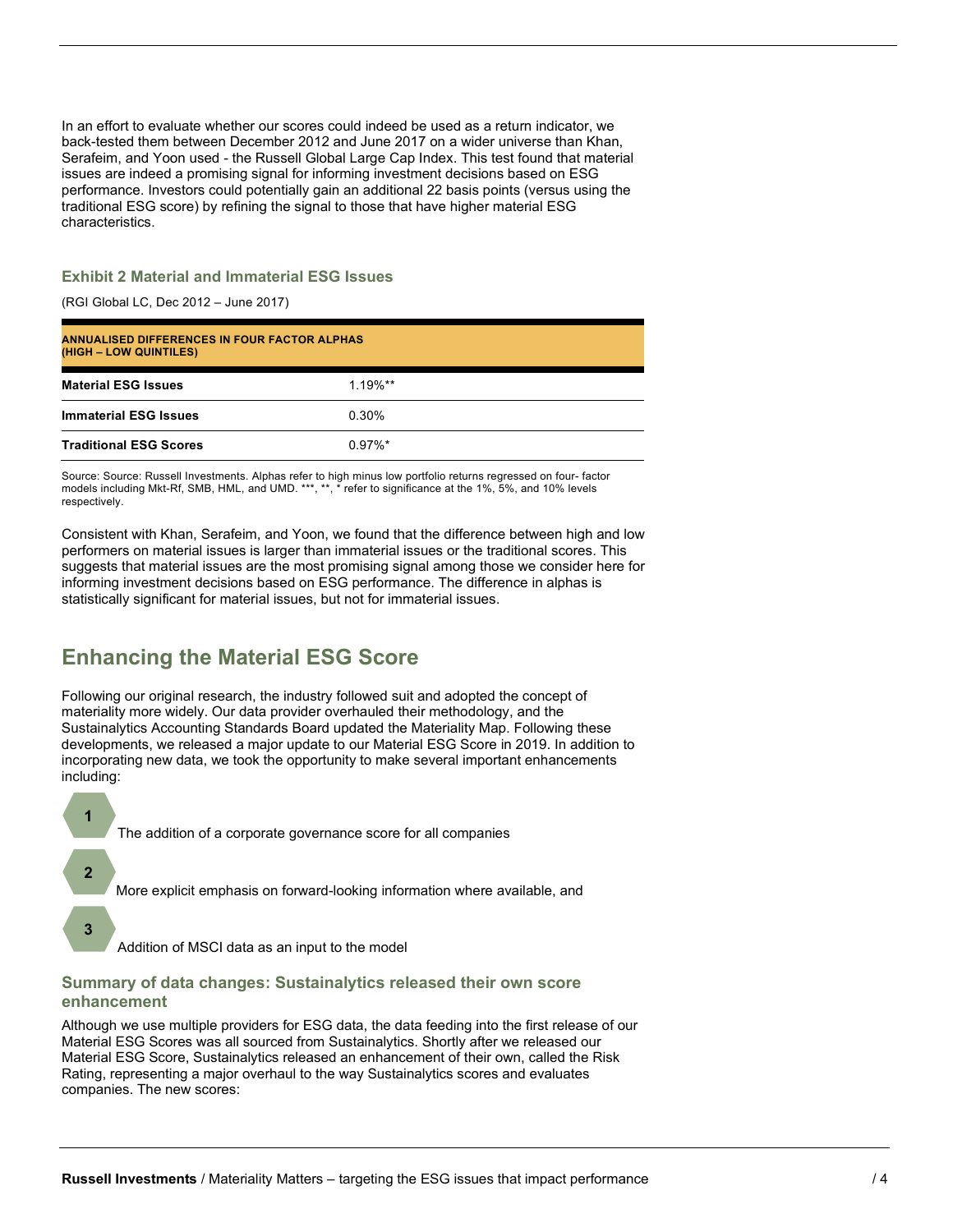In an effort to evaluate whether our scores could indeed be used as a return indicator, we back-tested them between December 2012 and June 2017 on a wider universe than Khan, Serafeim, and Yoon used - the Russell Global Large Cap Index. This test found that material issues are indeed a promising signal for informing investment decisions based on ESG performance. Investors could potentially gain an additional 22 basis points (versus using the traditional ESG score) by refining the signal to those that have higher material ESG characteristics.

### Exhibit 2 Material and Immaterial ESG Issues

(RGI Global LC, Dec 2012 – June 2017)

| ANNUALISED DIFFERENCES IN FOUR FACTOR ALPHAS (HIGH – LOW QUINTILES) | |
|---|---|
| **Material ESG Issues** | 1.19%** |
| **Immaterial ESG Issues** | 0.30% |
| **Traditional ESG Scores** | 0.97%* |

Source: Source: Russell Investments. Alphas refer to high minus low portfolio returns regressed on four- factor models including Mkt-Rf, SMB, HML, and UMD. ***, **, * refer to significance at the 1%, 5%, and 10% levels respectively.

Consistent with Khan, Serafeim, and Yoon, we found that the difference between high and low performers on material issues is larger than immaterial issues or the traditional scores. This suggests that material issues are the most promising signal among those we consider here for informing investment decisions based on ESG performance. The difference in alphas is statistically significant for material issues, but not for immaterial issues.

## Enhancing the Material ESG Score

Following our original research, the industry followed suit and adopted the concept of materiality more widely. Our data provider overhauled their methodology, and the Sustainalytics Accounting Standards Board updated the Materiality Map. Following these developments, we released a major update to our Material ESG Score in 2019. In addition to incorporating new data, we took the opportunity to make several important enhancements including:

1. The addition of a corporate governance score for all companies
2. More explicit emphasis on forward-looking information where available, and
3. Addition of MSCI data as an input to the model

### Summary of data changes: Sustainalytics released their own score enhancement

Although we use multiple providers for ESG data, the data feeding into the first release of our Material ESG Scores was all sourced from Sustainalytics. Shortly after we released our Material ESG Score, Sustainalytics released an enhancement of their own, called the Risk Rating, representing a major overhaul to the way Sustainalytics scores and evaluates companies. The new scores: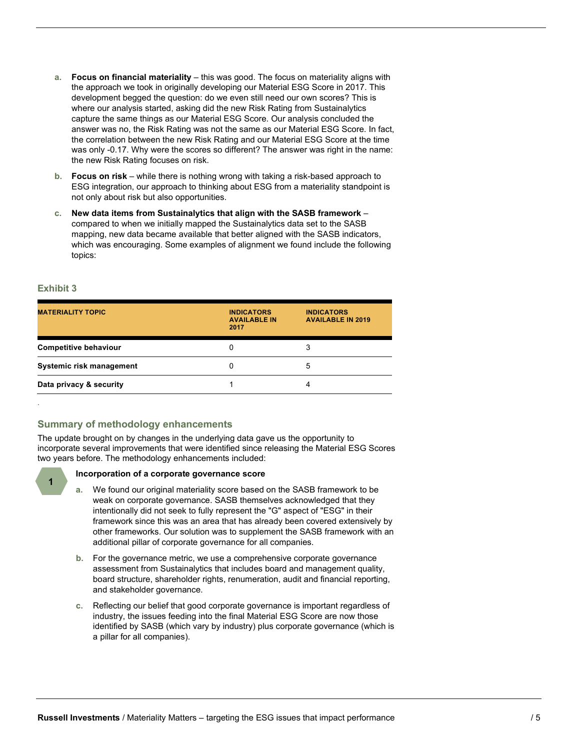a. **Focus on financial materiality** – this was good. The focus on materiality aligns with the approach we took in originally developing our Material ESG Score in 2017. This development begged the question: do we even still need our own scores? This is where our analysis started, asking did the new Risk Rating from Sustainalytics capture the same things as our Material ESG Score. Our analysis concluded the answer was no, the Risk Rating was not the same as our Material ESG Score. In fact, the correlation between the new Risk Rating and our Material ESG Score at the time was only -0.17. Why were the scores so different? The answer was right in the name: the new Risk Rating focuses on risk.

b. **Focus on risk** – while there is nothing wrong with taking a risk-based approach to ESG integration, our approach to thinking about ESG from a materiality standpoint is not only about risk but also opportunities.

c. **New data items from Sustainalytics that align with the SASB framework** – compared to when we initially mapped the Sustainalytics data set to the SASB mapping, new data became available that better aligned with the SASB indicators, which was encouraging. Some examples of alignment we found include the following topics:

### Exhibit 3

| MATERIALITY TOPIC | INDICATORS AVAILABLE IN 2017 | INDICATORS AVAILABLE IN 2019 |
|---|---|---|
| **Competitive behaviour** | 0 | 3 |
| **Systemic risk management** | 0 | 5 |
| **Data privacy & security** | 1 | 4 |

## Summary of methodology enhancements

The update brought on by changes in the underlying data gave us the opportunity to incorporate several improvements that were identified since releasing the Material ESG Scores two years before. The methodology enhancements included:

### 1 Incorporation of a corporate governance score

a. We found our original materiality score based on the SASB framework to be weak on corporate governance. SASB themselves acknowledged that they intentionally did not seek to fully represent the "G" aspect of "ESG" in their framework since this was an area that has already been covered extensively by other frameworks. Our solution was to supplement the SASB framework with an additional pillar of corporate governance for all companies.

b. For the governance metric, we use a comprehensive corporate governance assessment from Sustainalytics that includes board and management quality, board structure, shareholder rights, renumeration, audit and financial reporting, and stakeholder governance.

c. Reflecting our belief that good corporate governance is important regardless of industry, the issues feeding into the final Material ESG Score are now those identified by SASB (which vary by industry) plus corporate governance (which is a pillar for all companies).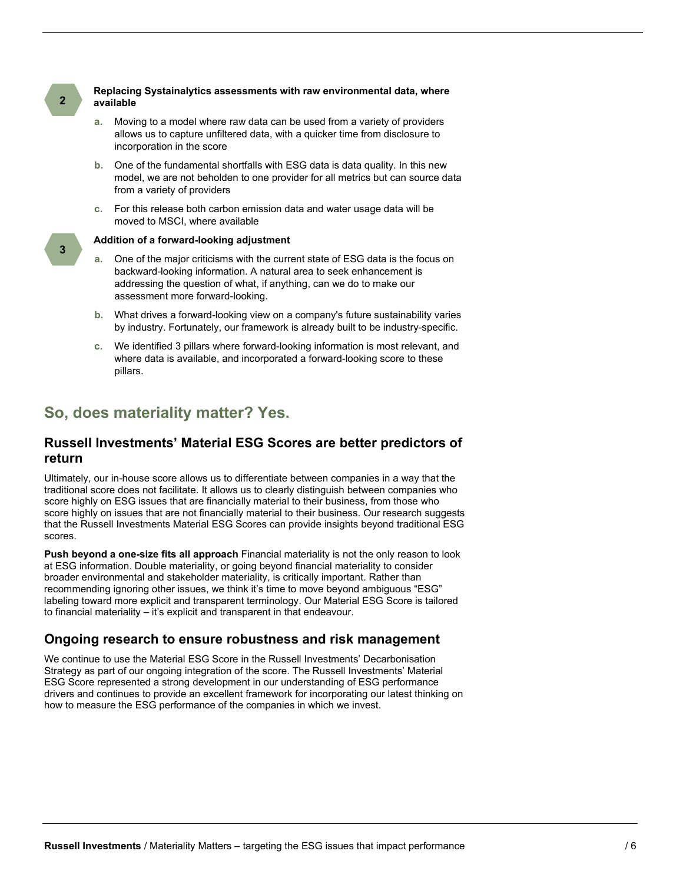**2** **Replacing Systainalytics assessments with raw environmental data, where available**

a. Moving to a model where raw data can be used from a variety of providers allows us to capture unfiltered data, with a quicker time from disclosure to incorporation in the score

b. One of the fundamental shortfalls with ESG data is data quality. In this new model, we are not beholden to one provider for all metrics but can source data from a variety of providers

c. For this release both carbon emission data and water usage data will be moved to MSCI, where available

**3** **Addition of a forward-looking adjustment**

a. One of the major criticisms with the current state of ESG data is the focus on backward-looking information. A natural area to seek enhancement is addressing the question of what, if anything, can we do to make our assessment more forward-looking.

b. What drives a forward-looking view on a company's future sustainability varies by industry. Fortunately, our framework is already built to be industry-specific.

c. We identified 3 pillars where forward-looking information is most relevant, and where data is available, and incorporated a forward-looking score to these pillars.

## So, does materiality matter? Yes.

### Russell Investments' Material ESG Scores are better predictors of return

Ultimately, our in-house score allows us to differentiate between companies in a way that the traditional score does not facilitate. It allows us to clearly distinguish between companies who score highly on ESG issues that are financially material to their business, from those who score highly on issues that are not financially material to their business. Our research suggests that the Russell Investments Material ESG Scores can provide insights beyond traditional ESG scores.

**Push beyond a one-size fits all approach** Financial materiality is not the only reason to look at ESG information. Double materiality, or going beyond financial materiality to consider broader environmental and stakeholder materiality, is critically important. Rather than recommending ignoring other issues, we think it's time to move beyond ambiguous "ESG" labeling toward more explicit and transparent terminology. Our Material ESG Score is tailored to financial materiality – it's explicit and transparent in that endeavour.

### Ongoing research to ensure robustness and risk management

We continue to use the Material ESG Score in the Russell Investments' Decarbonisation Strategy as part of our ongoing integration of the score. The Russell Investments' Material ESG Score represented a strong development in our understanding of ESG performance drivers and continues to provide an excellent framework for incorporating our latest thinking on how to measure the ESG performance of the companies in which we invest.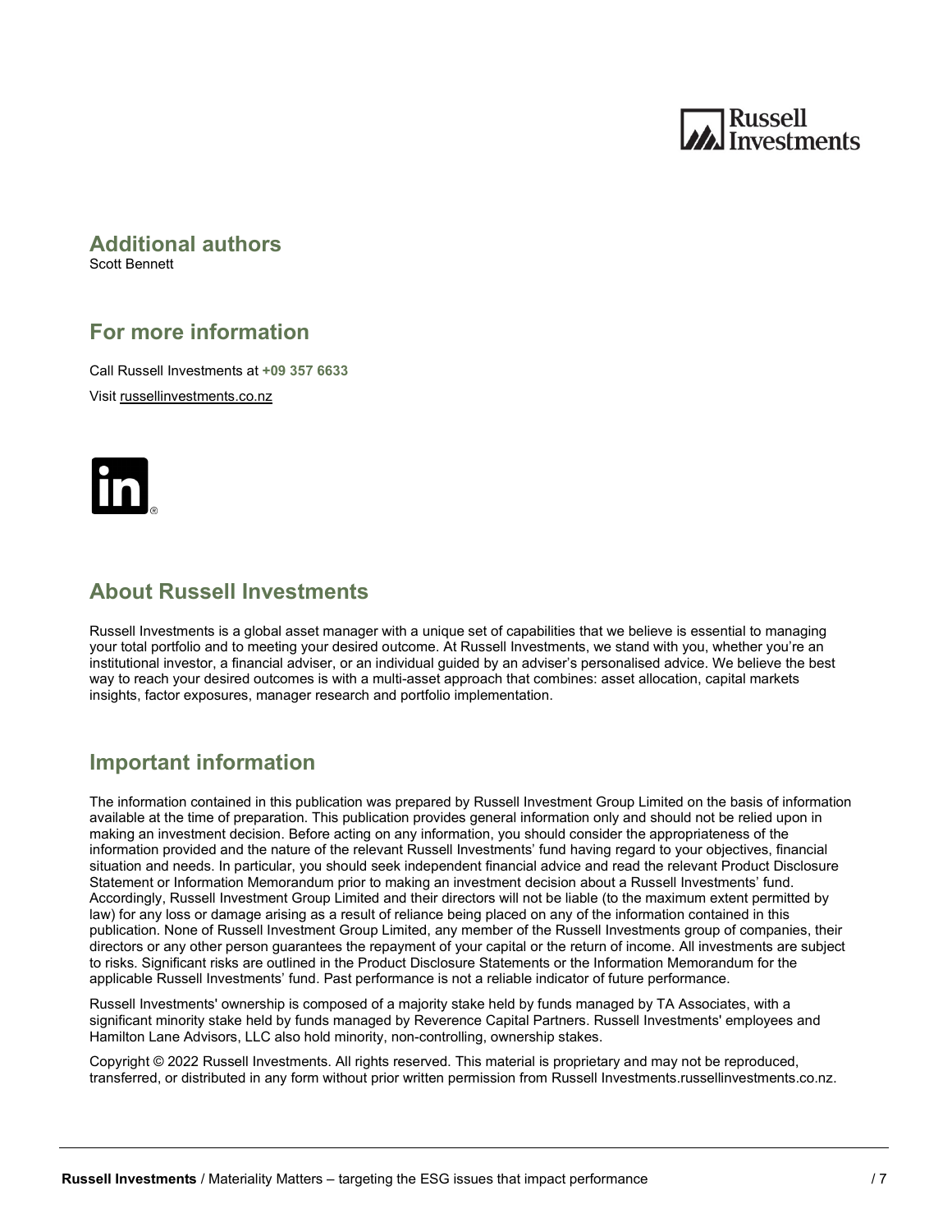## Additional authors

Scott Bennett

## For more information

Call Russell Investments at **+09 357 6633**

Visit russellinvestments.co.nz

## About Russell Investments

Russell Investments is a global asset manager with a unique set of capabilities that we believe is essential to managing your total portfolio and to meeting your desired outcome. At Russell Investments, we stand with you, whether you're an institutional investor, a financial adviser, or an individual guided by an adviser's personalised advice. We believe the best way to reach your desired outcomes is with a multi-asset approach that combines: asset allocation, capital markets insights, factor exposures, manager research and portfolio implementation.

## Important information

The information contained in this publication was prepared by Russell Investment Group Limited on the basis of information available at the time of preparation. This publication provides general information only and should not be relied upon in making an investment decision. Before acting on any information, you should consider the appropriateness of the information provided and the nature of the relevant Russell Investments' fund having regard to your objectives, financial situation and needs. In particular, you should seek independent financial advice and read the relevant Product Disclosure Statement or Information Memorandum prior to making an investment decision about a Russell Investments' fund. Accordingly, Russell Investment Group Limited and their directors will not be liable (to the maximum extent permitted by law) for any loss or damage arising as a result of reliance being placed on any of the information contained in this publication. None of Russell Investment Group Limited, any member of the Russell Investments group of companies, their directors or any other person guarantees the repayment of your capital or the return of income. All investments are subject to risks. Significant risks are outlined in the Product Disclosure Statements or the Information Memorandum for the applicable Russell Investments' fund. Past performance is not a reliable indicator of future performance.

Russell Investments' ownership is composed of a majority stake held by funds managed by TA Associates, with a significant minority stake held by funds managed by Reverence Capital Partners. Russell Investments' employees and Hamilton Lane Advisors, LLC also hold minority, non-controlling, ownership stakes.

Copyright © 2022 Russell Investments. All rights reserved. This material is proprietary and may not be reproduced, transferred, or distributed in any form without prior written permission from Russell Investments.russellinvestments.co.nz.